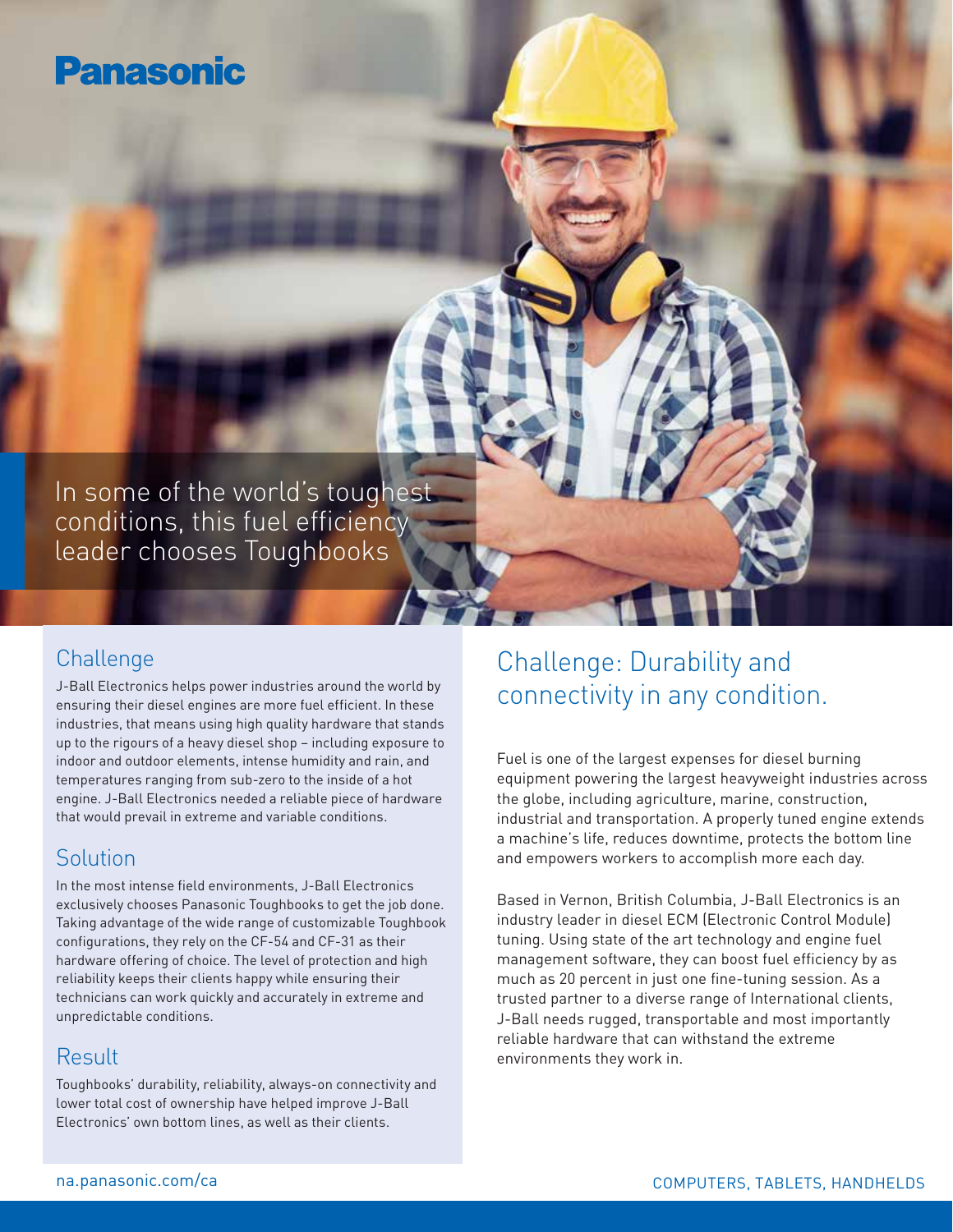Panasonic

# In some of the world's toughest conditions, this fuel efficiency leader chooses Toughbooks

## Challenge

J-Ball Electronics helps power industries around the world by ensuring their diesel engines are more fuel efficient. In these industries, that means using high quality hardware that stands up to the rigours of a heavy diesel shop – including exposure to indoor and outdoor elements, intense humidity and rain, and temperatures ranging from sub-zero to the inside of a hot engine. J-Ball Electronics needed a reliable piece of hardware that would prevail in extreme and variable conditions.

## Solution

In the most intense field environments, J-Ball Electronics exclusively chooses Panasonic Toughbooks to get the job done. Taking advantage of the wide range of customizable Toughbook configurations, they rely on the CF-54 and CF-31 as their hardware offering of choice. The level of protection and high reliability keeps their clients happy while ensuring their technicians can work quickly and accurately in extreme and unpredictable conditions.

## Result

Toughbooks' durability, reliability, always-on connectivity and lower total cost of ownership have helped improve J-Ball Electronics' own bottom lines, as well as their clients.

## Challenge: Durability and connectivity in any condition.

Fuel is one of the largest expenses for diesel burning equipment powering the largest heavyweight industries across the globe, including agriculture, marine, construction, industrial and transportation. A properly tuned engine extends a machine's life, reduces downtime, protects the bottom line and empowers workers to accomplish more each day.

Based in Vernon, British Columbia, J-Ball Electronics is an industry leader in diesel ECM (Electronic Control Module) tuning. Using state of the art technology and engine fuel management software, they can boost fuel efficiency by as much as 20 percent in just one fine-tuning session. As a trusted partner to a diverse range of International clients, J-Ball needs rugged, transportable and most importantly reliable hardware that can withstand the extreme environments they work in.

na.panasonic.com/ca

COMPUTERS, TABLETS, HANDHELDS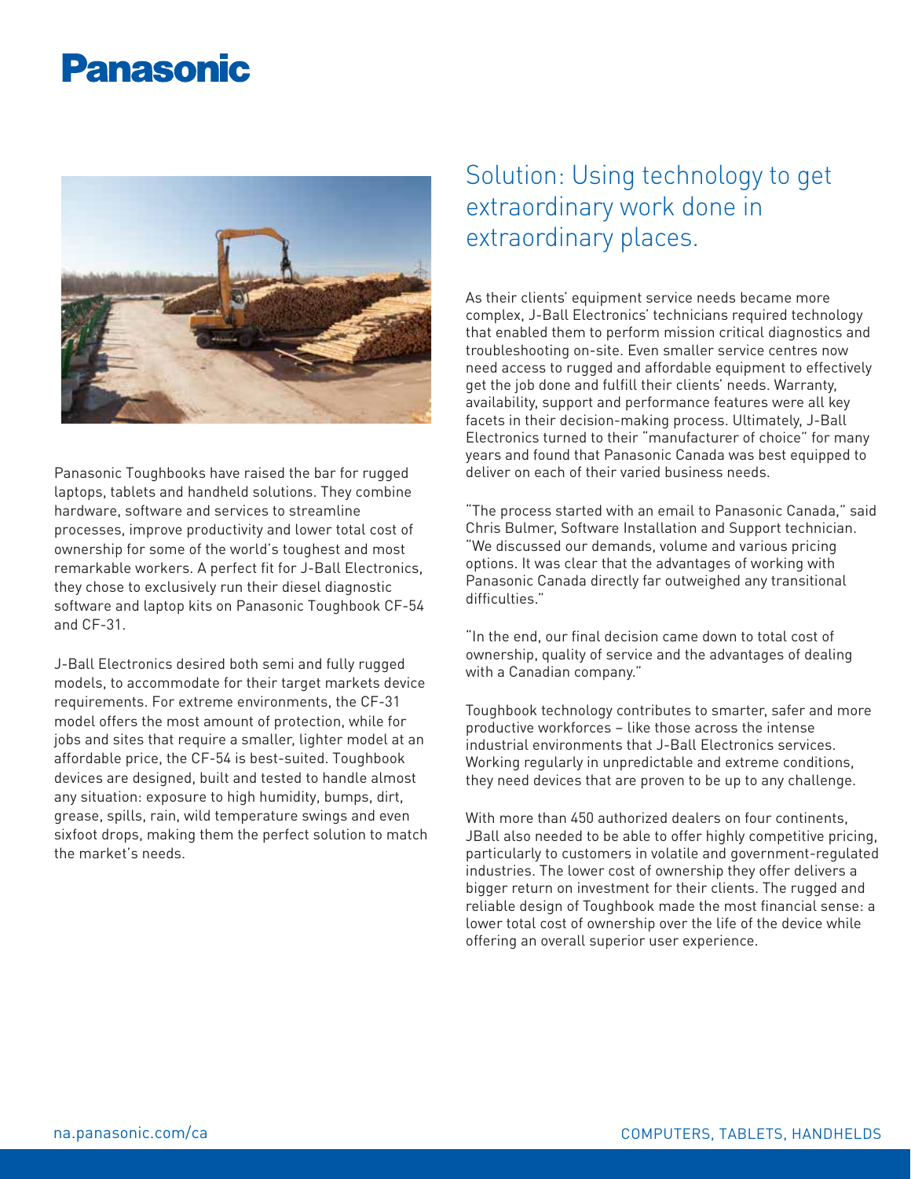Panasonic Toughbooks have raised the bar for rugged laptops, tablets and handheld solutions. They combine hardware, software and services to streamline processes, improve productivity and lower total cost of ownership for some of the world's toughest and most remarkable workers. A perfect fit for J-Ball Electronics, they chose to exclusively run their diesel diagnostic software and laptop kits on Panasonic Toughbook CF-54 and CF-31.

J-Ball Electronics desired both semi and fully rugged models, to accommodate for their target markets device requirements. For extreme environments, the CF-31 model offers the most amount of protection, while for jobs and sites that require a smaller, lighter model at an affordable price, the CF-54 is best-suited. Toughbook devices are designed, built and tested to handle almost any situation: exposure to high humidity, bumps, dirt, grease, spills, rain, wild temperature swings and even sixfoot drops, making them the perfect solution to match the market's needs.

## Solution: Using technology to get extraordinary work done in extraordinary places.

As their clients' equipment service needs became more complex, J-Ball Electronics' technicians required technology that enabled them to perform mission critical diagnostics and troubleshooting on-site. Even smaller service centres now need access to rugged and affordable equipment to effectively get the job done and fulfill their clients' needs. Warranty, availability, support and performance features were all key facets in their decision-making process. Ultimately, J-Ball Electronics turned to their "manufacturer of choice" for many years and found that Panasonic Canada was best equipped to deliver on each of their varied business needs.

"The process started with an email to Panasonic Canada," said Chris Bulmer, Software Installation and Support technician. "We discussed our demands, volume and various pricing options. It was clear that the advantages of working with Panasonic Canada directly far outweighed any transitional difficulties."

"In the end, our final decision came down to total cost of ownership, quality of service and the advantages of dealing with a Canadian company."

Toughbook technology contributes to smarter, safer and more productive workforces – like those across the intense industrial environments that J-Ball Electronics services. Working regularly in unpredictable and extreme conditions, they need devices that are proven to be up to any challenge.

With more than 450 authorized dealers on four continents, JBall also needed to be able to offer highly competitive pricing, particularly to customers in volatile and government-regulated industries. The lower cost of ownership they offer delivers a bigger return on investment for their clients. The rugged and reliable design of Toughbook made the most financial sense: a lower total cost of ownership over the life of the device while offering an overall superior user experience.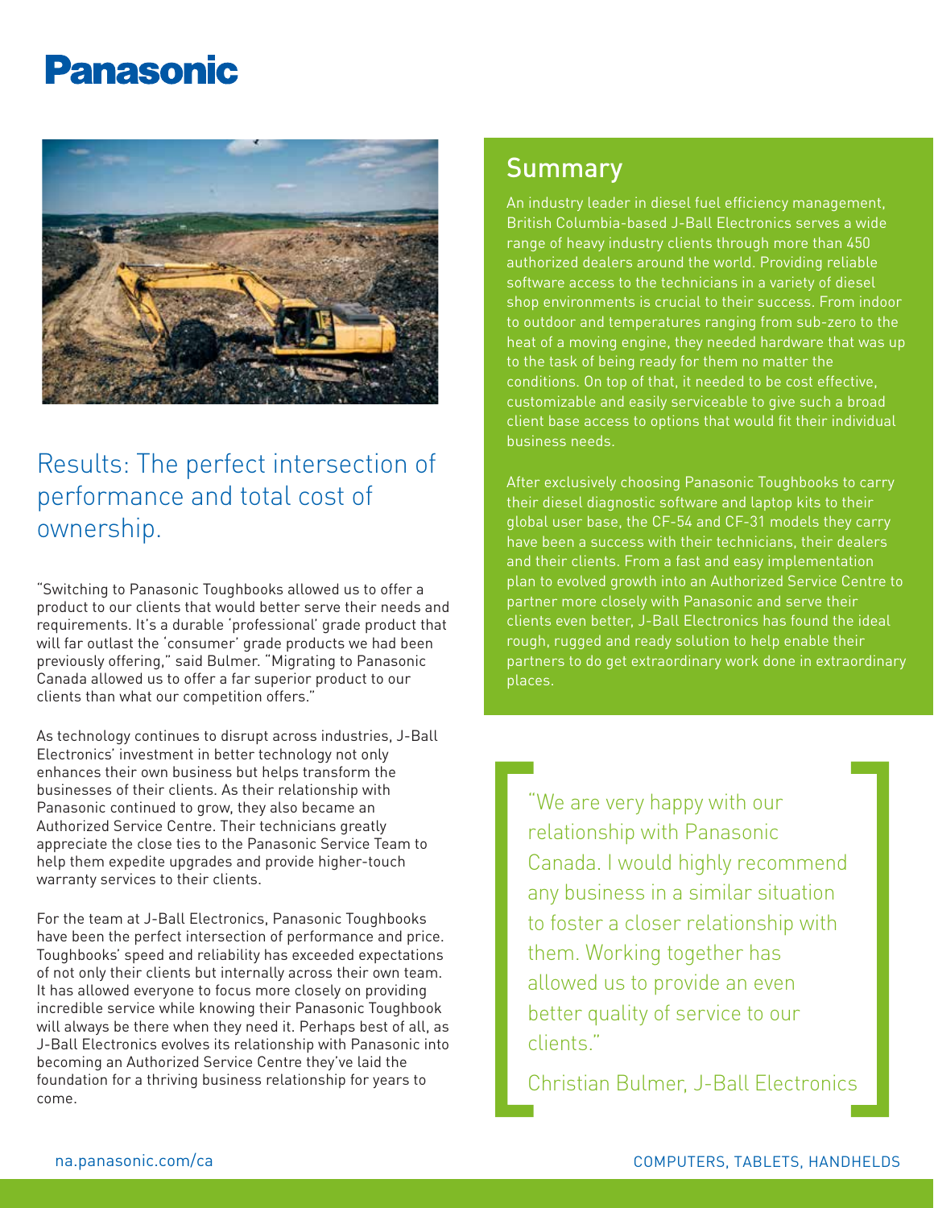# Panasonic

## Results: The perfect intersection of performance and total cost of ownership.

"Switching to Panasonic Toughbooks allowed us to offer a product to our clients that would better serve their needs and requirements. It's a durable 'professional' grade product that will far outlast the 'consumer' grade products we had been previously offering," said Bulmer. "Migrating to Panasonic Canada allowed us to offer a far superior product to our clients than what our competition offers."

As technology continues to disrupt across industries, J-Ball Electronics' investment in better technology not only enhances their own business but helps transform the businesses of their clients. As their relationship with Panasonic continued to grow, they also became an Authorized Service Centre. Their technicians greatly appreciate the close ties to the Panasonic Service Team to help them expedite upgrades and provide higher-touch warranty services to their clients.

For the team at J-Ball Electronics, Panasonic Toughbooks have been the perfect intersection of performance and price. Toughbooks' speed and reliability has exceeded expectations of not only their clients but internally across their own team. It has allowed everyone to focus more closely on providing incredible service while knowing their Panasonic Toughbook will always be there when they need it. Perhaps best of all, as J-Ball Electronics evolves its relationship with Panasonic into becoming an Authorized Service Centre they've laid the foundation for a thriving business relationship for years to come.

## Summary

An industry leader in diesel fuel efficiency management, British Columbia-based J-Ball Electronics serves a wide range of heavy industry clients through more than 450 authorized dealers around the world. Providing reliable software access to the technicians in a variety of diesel shop environments is crucial to their success. From indoor to outdoor and temperatures ranging from sub-zero to the heat of a moving engine, they needed hardware that was up to the task of being ready for them no matter the conditions. On top of that, it needed to be cost effective, customizable and easily serviceable to give such a broad client base access to options that would fit their individual business needs.

After exclusively choosing Panasonic Toughbooks to carry their diesel diagnostic software and laptop kits to their global user base, the CF-54 and CF-31 models they carry have been a success with their technicians, their dealers and their clients. From a fast and easy implementation plan to evolved growth into an Authorized Service Centre to partner more closely with Panasonic and serve their clients even better, J-Ball Electronics has found the ideal rough, rugged and ready solution to help enable their partners to do get extraordinary work done in extraordinary places.

> "We are very happy with our relationship with Panasonic Canada. I would highly recommend any business in a similar situation to foster a closer relationship with them. Working together has allowed us to provide an even better quality of service to our clients."
>
> Christian Bulmer, J-Ball Electronics

na.panasonic.com/ca

COMPUTERS, TABLETS, HANDHELDS